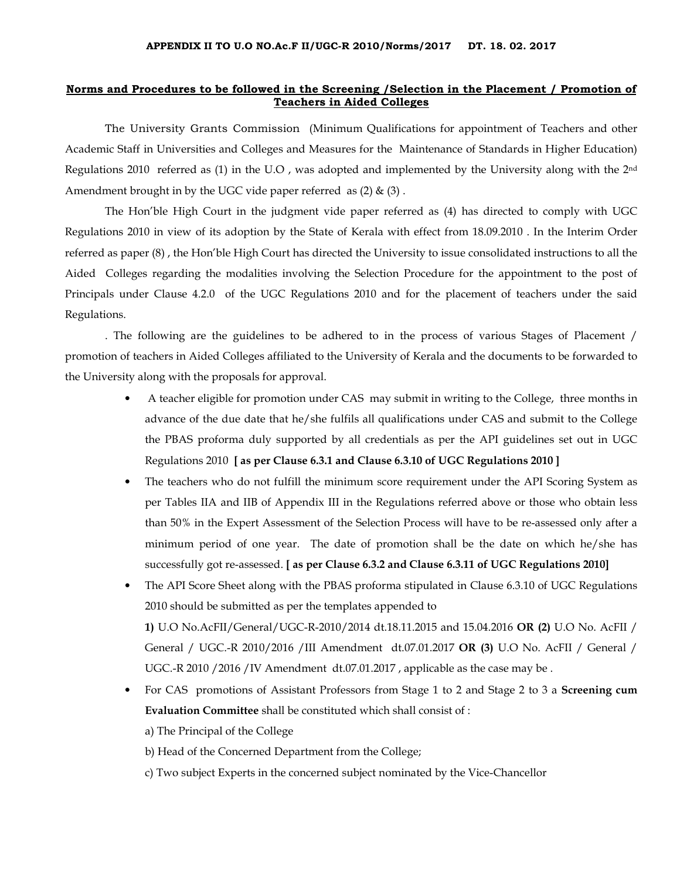**APPENDIX II TO U.O NO.Ac.F II/UGC-R 2010/Norms/2017 DT. 18. 02. 2017**

## Norms and Procedures to be followed in the Screening /Selection in the Placement / Promotion of Teachers in Aided Colleges

The University Grants Commission (Minimum Qualifications for appointment of Teachers and other Academic Staff in Universities and Colleges and Measures for the Maintenance of Standards in Higher Education) Regulations 2010 referred as (1) in the U.O , was adopted and implemented by the University along with the 2nd Amendment brought in by the UGC vide paper referred as (2) & (3) .

The Hon'ble High Court in the judgment vide paper referred as (4) has directed to comply with UGC Regulations 2010 in view of its adoption by the State of Kerala with effect from 18.09.2010 . In the Interim Order referred as paper (8) , the Hon'ble High Court has directed the University to issue consolidated instructions to all the Aided Colleges regarding the modalities involving the Selection Procedure for the appointment to the post of Principals under Clause 4.2.0 of the UGC Regulations 2010 and for the placement of teachers under the said Regulations.

. The following are the guidelines to be adhered to in the process of various Stages of Placement / promotion of teachers in Aided Colleges affiliated to the University of Kerala and the documents to be forwarded to the University along with the proposals for approval.

- A teacher eligible for promotion under CAS may submit in writing to the College, three months in advance of the due date that he/she fulfils all qualifications under CAS and submit to the College the PBAS proforma duly supported by all credentials as per the API guidelines set out in UGC Regulations 2010 **[ as per Clause 6.3.1 and Clause 6.3.10 of UGC Regulations 2010 ]**
- The teachers who do not fulfill the minimum score requirement under the API Scoring System as per Tables IIA and IIB of Appendix III in the Regulations referred above or those who obtain less than 50% in the Expert Assessment of the Selection Process will have to be re-assessed only after a minimum period of one year. The date of promotion shall be the date on which he/she has successfully got re-assessed. **[ as per Clause 6.3.2 and Clause 6.3.11 of UGC Regulations 2010]**
- The API Score Sheet along with the PBAS proforma stipulated in Clause 6.3.10 of UGC Regulations 2010 should be submitted as per the templates appended to

  **1)** U.O No.AcFII/General/UGC-R-2010/2014 dt.18.11.2015 and 15.04.2016 **OR (2)** U.O No. AcFII / General / UGC.-R 2010/2016 /III Amendment dt.07.01.2017 **OR (3)** U.O No. AcFII / General / UGC.-R 2010 /2016 /IV Amendment dt.07.01.2017 , applicable as the case may be .
- For CAS promotions of Assistant Professors from Stage 1 to 2 and Stage 2 to 3 a **Screening cum Evaluation Committee** shall be constituted which shall consist of :

  a) The Principal of the College

  b) Head of the Concerned Department from the College;

  c) Two subject Experts in the concerned subject nominated by the Vice-Chancellor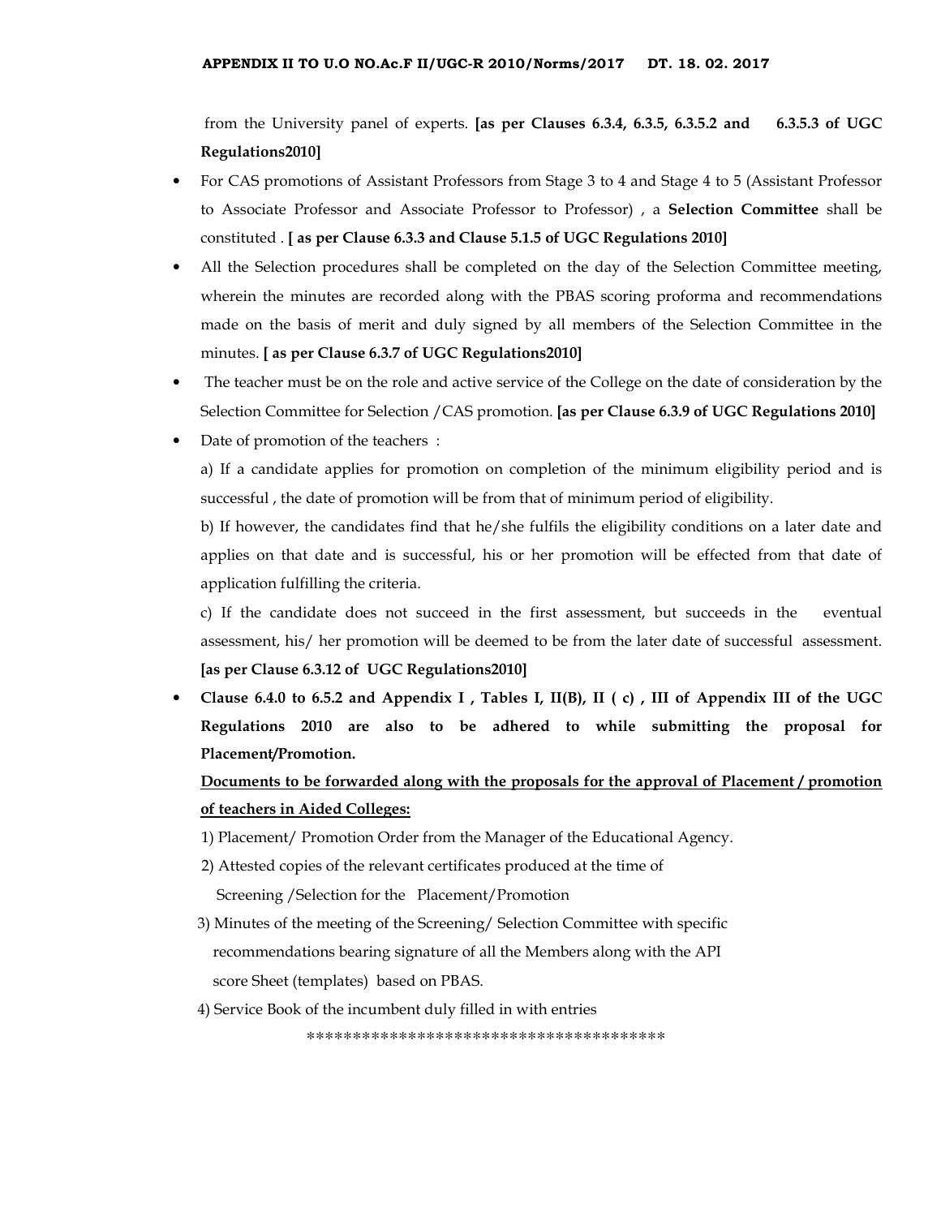from the University panel of experts. **[as per Clauses 6.3.4, 6.3.5, 6.3.5.2 and 6.3.5.3 of UGC Regulations2010]**

- For CAS promotions of Assistant Professors from Stage 3 to 4 and Stage 4 to 5 (Assistant Professor to Associate Professor and Associate Professor to Professor) , a **Selection Committee** shall be constituted . **[ as per Clause 6.3.3 and Clause 5.1.5 of UGC Regulations 2010]**
- All the Selection procedures shall be completed on the day of the Selection Committee meeting, wherein the minutes are recorded along with the PBAS scoring proforma and recommendations made on the basis of merit and duly signed by all members of the Selection Committee in the minutes. **[ as per Clause 6.3.7 of UGC Regulations2010]**
- The teacher must be on the role and active service of the College on the date of consideration by the Selection Committee for Selection /CAS promotion. **[as per Clause 6.3.9 of UGC Regulations 2010]**
- Date of promotion of the teachers :

  a) If a candidate applies for promotion on completion of the minimum eligibility period and is successful , the date of promotion will be from that of minimum period of eligibility.

  b) If however, the candidates find that he/she fulfils the eligibility conditions on a later date and applies on that date and is successful, his or her promotion will be effected from that date of application fulfilling the criteria.

  c) If the candidate does not succeed in the first assessment, but succeeds in the eventual assessment, his/ her promotion will be deemed to be from the later date of successful assessment. **[as per Clause 6.3.12 of UGC Regulations2010]**
- **Clause 6.4.0 to 6.5.2 and Appendix I , Tables I, II(B), II ( c) , III of Appendix III of the UGC Regulations 2010 are also to be adhered to while submitting the proposal for Placement/Promotion.**

  **<u>Documents to be forwarded along with the proposals for the approval of Placement / promotion of teachers in Aided Colleges:</u>**

  1) Placement/ Promotion Order from the Manager of the Educational Agency.

  2) Attested copies of the relevant certificates produced at the time of Screening /Selection for the Placement/Promotion

  3) Minutes of the meeting of the Screening/ Selection Committee with specific recommendations bearing signature of all the Members along with the API score Sheet (templates) based on PBAS.

  4) Service Book of the incumbent duly filled in with entries

****************************************